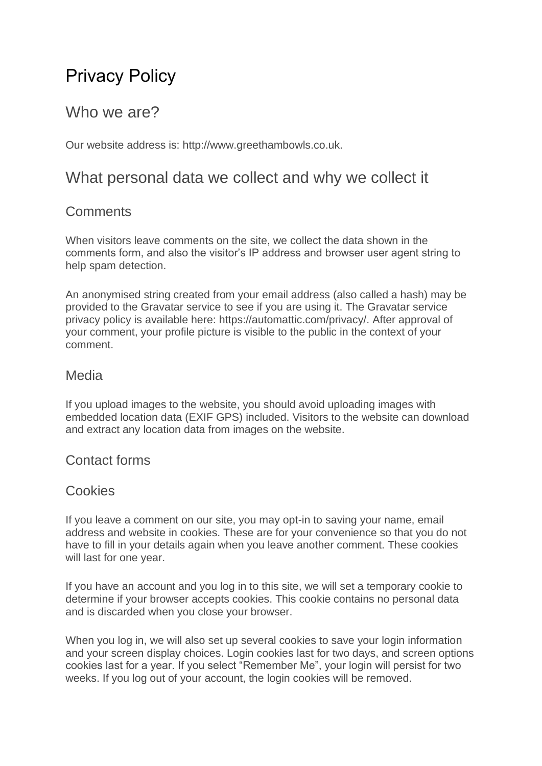# Privacy Policy

## Who we are?

Our website address is: http://www.greethambowls.co.uk.

## What personal data we collect and why we collect it

### Comments

When visitors leave comments on the site, we collect the data shown in the comments form, and also the visitor's IP address and browser user agent string to help spam detection.

An anonymised string created from your email address (also called a hash) may be provided to the Gravatar service to see if you are using it. The Gravatar service privacy policy is available here: https://automattic.com/privacy/. After approval of your comment, your profile picture is visible to the public in the context of your comment.

### Media

If you upload images to the website, you should avoid uploading images with embedded location data (EXIF GPS) included. Visitors to the website can download and extract any location data from images on the website.

### Contact forms

### Cookies

If you leave a comment on our site, you may opt-in to saving your name, email address and website in cookies. These are for your convenience so that you do not have to fill in your details again when you leave another comment. These cookies will last for one year.

If you have an account and you log in to this site, we will set a temporary cookie to determine if your browser accepts cookies. This cookie contains no personal data and is discarded when you close your browser.

When you log in, we will also set up several cookies to save your login information and your screen display choices. Login cookies last for two days, and screen options cookies last for a year. If you select "Remember Me", your login will persist for two weeks. If you log out of your account, the login cookies will be removed.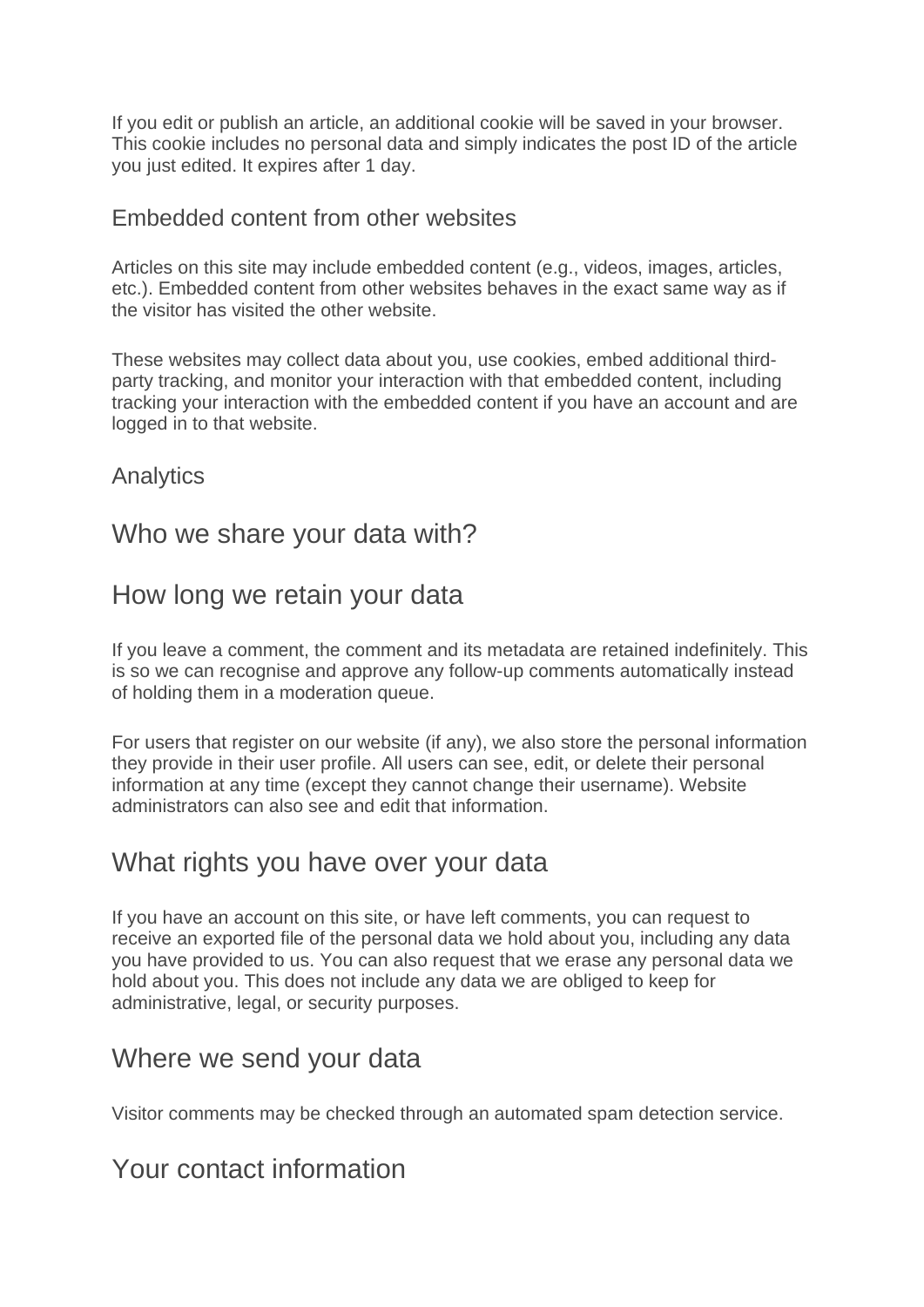If you edit or publish an article, an additional cookie will be saved in your browser. This cookie includes no personal data and simply indicates the post ID of the article you just edited. It expires after 1 day.

### Embedded content from other websites

Articles on this site may include embedded content (e.g., videos, images, articles, etc.). Embedded content from other websites behaves in the exact same way as if the visitor has visited the other website.

These websites may collect data about you, use cookies, embed additional third-party tracking, and monitor your interaction with that embedded content, including tracking your interaction with the embedded content if you have an account and are logged in to that website.

### Analytics

## Who we share your data with?

## How long we retain your data

If you leave a comment, the comment and its metadata are retained indefinitely. This is so we can recognise and approve any follow-up comments automatically instead of holding them in a moderation queue.

For users that register on our website (if any), we also store the personal information they provide in their user profile. All users can see, edit, or delete their personal information at any time (except they cannot change their username). Website administrators can also see and edit that information.

## What rights you have over your data

If you have an account on this site, or have left comments, you can request to receive an exported file of the personal data we hold about you, including any data you have provided to us. You can also request that we erase any personal data we hold about you. This does not include any data we are obliged to keep for administrative, legal, or security purposes.

## Where we send your data

Visitor comments may be checked through an automated spam detection service.

## Your contact information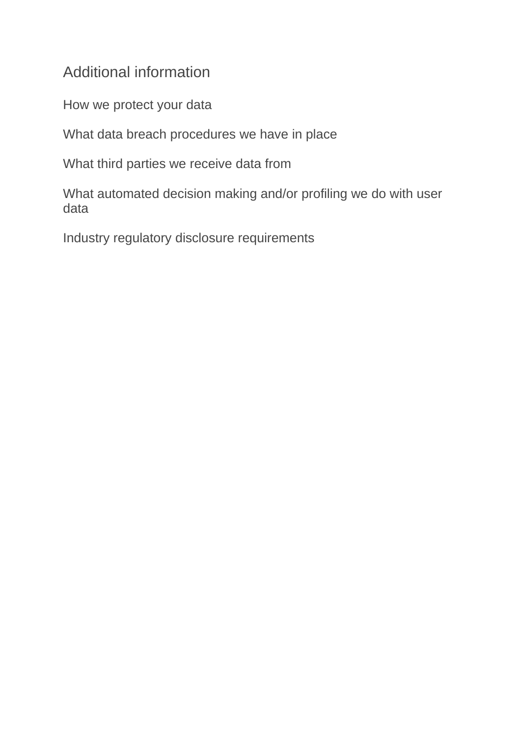## Additional information

### How we protect your data

### What data breach procedures we have in place

### What third parties we receive data from

### What automated decision making and/or profiling we do with user data

### Industry regulatory disclosure requirements